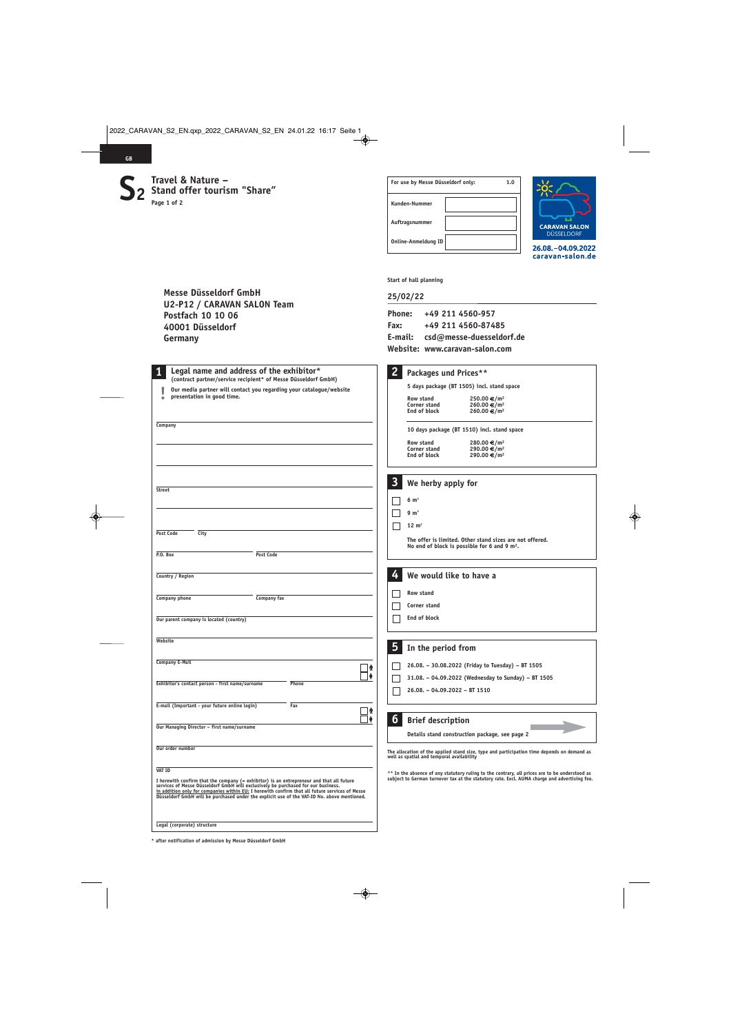GB

# S2 Travel & Nature – Stand offer tourism "Share"

| For use by Messe Düsseldorf only: | 1.0 |
|---|---|
| Kunden-Nummer | |
| Auftragsnummer | |
| Online-Anmeldung ID | |

CARAVAN SALON DÜSSELDORF
26.08.–04.09.2022
caravan-salon.de

**Messe Düsseldorf GmbH**
**U2-P12 / CARAVAN SALON Team**
**Postfach 10 10 06**
**40001 Düsseldorf**
**Germany**

Start of hall planning

**25/02/22**

**Phone:** +49 211 4560-957
**Fax:** +49 211 4560-87485
**E-mail:** csd@messe-duesseldorf.de
**Website:** www.caravan-salon.com

## 1 Legal name and address of the exhibitor*

(contract partner/service recipient* of Messe Düsseldorf GmbH)

! Our media partner will contact you regarding your catalogue/website presentation in good time.

Company

Street

Post Code | City

P.O. Box | Post Code

Country / Region

Company phone | Company fax

Our parent company is located (country)

Website

Company E-Mail

Exhibitor's contact person - first name/surname | Phone

E-mail (Important - your future online login) | Fax

Our Managing Director – first name/surname

Our order number

VAT ID

I herewith confirm that the company (= exhibitor) is an entrepreneur and that all future services of Messe Düsseldorf GmbH will exclusively be purchased for our business.
In addition only for companies within EU: I herewith confirm that all future services of Messe Düsseldorf GmbH will be purchased under the explicit use of the VAT-ID No. above mentioned.

Legal (corporate) structure

\* after notification of admission by Messe Düsseldorf GmbH

## 2 Packages und Prices**

5 days package (BT 1505) incl. stand space

| | |
|---|---|
| Row stand | 250.00 €/m² |
| Corner stand | 260.00 €/m² |
| End of block | 260.00 €/m² |

10 days package (BT 1510) incl. stand space

| | |
|---|---|
| Row stand | 280.00 €/m² |
| Corner stand | 290.00 €/m² |
| End of block | 290.00 €/m² |

## 3 We herby apply for

- ☐ 6 m²
- ☐ 9 m²
- ☐ 12 m²

The offer is limited. Other stand sizes are not offered.
No end of block is possible for 6 and 9 m².

## 4 We would like to have a

- ☐ Row stand
- ☐ Corner stand
- ☐ End of block

## 5 In the period from

- ☐ 26.08. – 30.08.2022 (Friday to Tuesday) – BT 1505
- ☐ 31.08. – 04.09.2022 (Wednesday to Sunday) – BT 1505
- ☐ 26.08. – 04.09.2022 – BT 1510

## 6 Brief description

Details stand construction package, see page 2

The allocation of the applied stand size, type and participation time depends on demand as well as spatial and temporal availability

\*\* In the absence of any statutory ruling to the contrary, all prices are to be understood as subject to German turnover tax at the statutory rate. Excl. AUMA charge and advertising fee.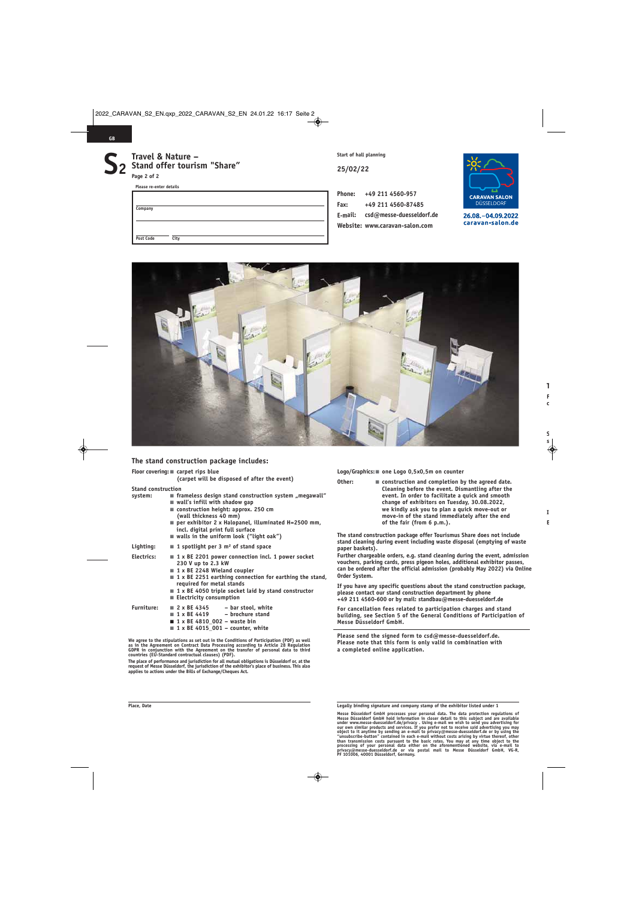GB

# S2 Travel & Nature – Stand offer tourism "Share"

Page 2 of 2

Please re-enter details

Company

Post Code    City

Start of hall planning

25/02/22

Phone: +49 211 4560-957
Fax: +49 211 4560-87485
E-mail: csd@messe-duesseldorf.de
Website: www.caravan-salon.com

CARAVAN SALON DÜSSELDORF
26.08.–04.09.2022
caravan-salon.de

## The stand construction package includes:

**Floor covering:**
- carpet rips blue (carpet will be disposed of after the event)

**Stand construction system:**
- frameless design stand construction system „megawall"
- wall's infill with shadow gap
- construction height: approx. 250 cm (wall thickness 40 mm)
- per exhibitor 2 x Halopanel, illuminated H=2500 mm, incl. digital print full surface
- walls in the uniform look ("light oak")

**Lighting:**
- 1 spotlight per 3 m² of stand space

**Electrics:**
- 1 x BE 2201 power connection incl. 1 power socket 230 V up to 2.3 kW
- 1 x BE 2248 Wieland coupler
- 1 x BE 2251 earthing connection for earthing the stand, required for metal stands
- 1 x BE 4050 triple socket laid by stand constructor
- Electricity consumption

**Furniture:**
- 2 x BE 4345 – bar stool, white
- 1 x BE 4419 – brochure stand
- 1 x BE 4810_002 – waste bin
- 1 x BE 4015_001 – counter, white

**Logo/Graphics:**
- one Logo 0,5x0,5m on counter

**Other:**
- construction and completion by the agreed date. Cleaning before the event. Dismantling after the event. In order to facilitate a quick and smooth change of exhibitors on Tuesday, 30.08.2022, we kindly ask you to plan a quick move-out or move-in of the stand immediately after the end of the fair (from 6 p.m.).

The stand construction package offer Tourismus Share does not include stand cleaning during event including waste disposal (emptying of waste paper baskets).

Further chargeable orders, e.g. stand cleaning during the event, admission vouchers, parking cards, press pigeon holes, additional exhibitor passes, can be ordered after the official admission (probably May 2022) via Online Order System.

If you have any specific questions about the stand construction package, please contact our stand construction department by phone +49 211 4560-600 or by mail: standbau@messe-duesseldorf.de

For cancellation fees related to participation charges and stand building, see Section 5 of the General Conditions of Participation of Messe Düsseldorf GmbH.

We agree to the stipulations as set out in the Conditions of Participation (PDF) as well as in the Agreement on Contract Data Processing according to Article 28 Regulation GDPR in conjunction with the Agreement on the transfer of personal data to third countries (EU-Standard contractual clauses) (PDF).

The place of performance and jurisdiction for all mutual obligations is Düsseldorf or, at the request of Messe Düsseldorf, the jurisdiction of the exhibitor's place of business. This also applies to actions under the Bills of Exchange/Cheques Act.

**Please send the signed form to csd@messe-duesseldorf.de. Please note that this form is only valid in combination with a completed online application.**

Place, Date

Legally binding signature and company stamp of the exhibitor listed under 1

Messe Düsseldorf GmbH processes your personal data. The data protection regulations of Messe Düsseldorf GmbH hold information in closer detail to this subject and are available under www.messe-duesseldorf.de/privacy . Using e-mail we wish to send you advertising for our own similar products and services. If you prefer not to receive said advertising you may object to it anytime by sending an e-mail to privacy@messe-duesseldorf.de or by using the "unsubscribe-button" contained in each e-mail without costs arising by virtue thereof, other than transmission costs pursuant to the basic rates. You may at any time object to the processing of your personal data either on the aforementioned website, via e-mail to privacy@messe-duesseldorf.de or via postal mail to Messe Düsseldorf GmbH, VG-R, PF 101006, 40001 Düsseldorf, Germany.